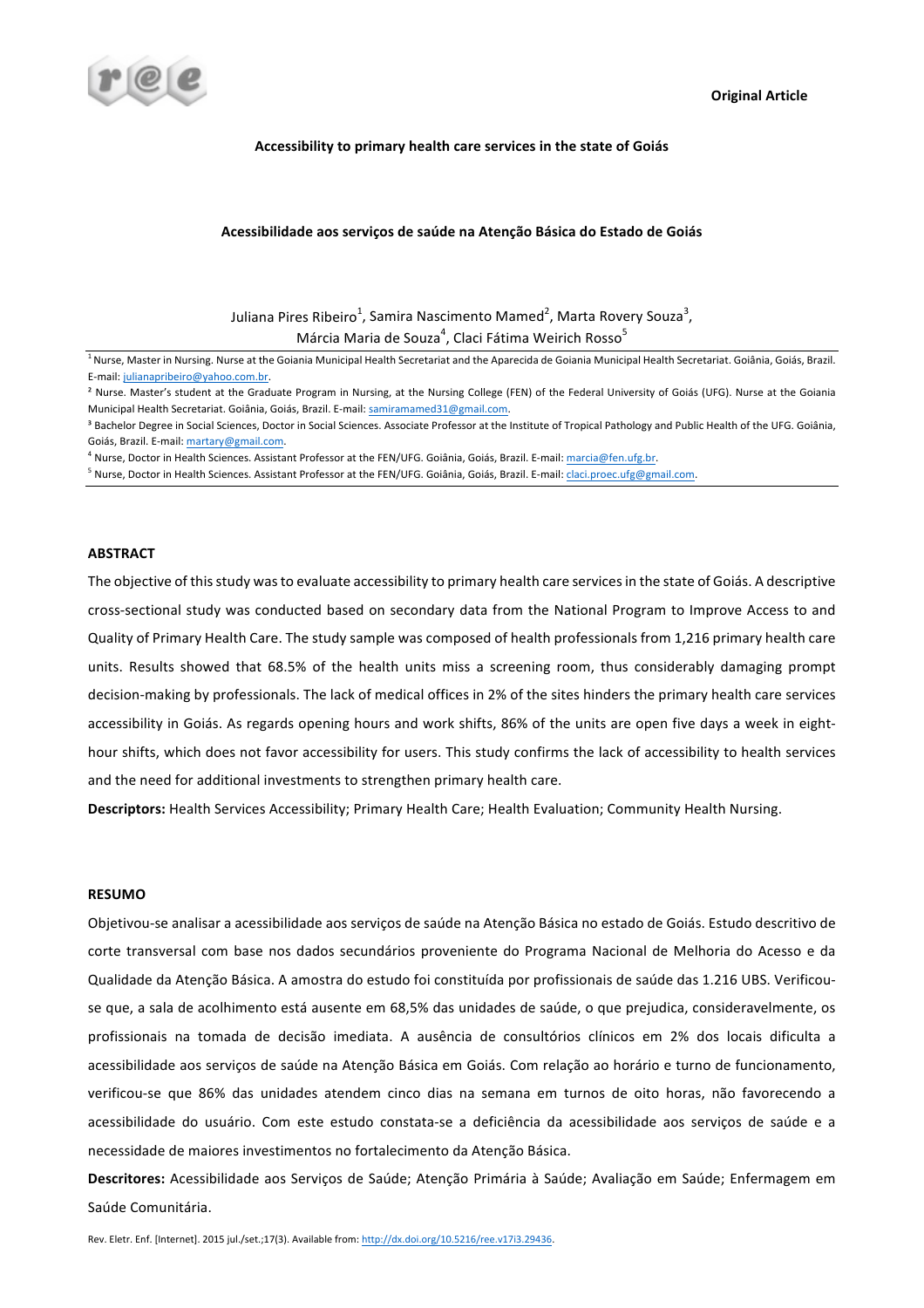Original Article

# Accessibility to primary health care services in the state of Goiás

## Acessibilidade aos serviços de saúde na Atenção Básica do Estado de Goiás

Juliana Pires Ribeiro[1], Samira Nascimento Mamed[2], Marta Rovery Souza[3], Márcia Maria de Souza[4], Claci Fátima Weirich Rosso[5]

[1] Nurse, Master in Nursing. Nurse at the Goiania Municipal Health Secretariat and the Aparecida de Goiania Municipal Health Secretariat. Goiânia, Goiás, Brazil. E-mail: julianapribeiro@yahoo.com.br.

[2] Nurse. Master's student at the Graduate Program in Nursing, at the Nursing College (FEN) of the Federal University of Goiás (UFG). Nurse at the Goiania Municipal Health Secretariat. Goiânia, Goiás, Brazil. E-mail: samiramamed31@gmail.com.

[3] Bachelor Degree in Social Sciences, Doctor in Social Sciences. Associate Professor at the Institute of Tropical Pathology and Public Health of the UFG. Goiânia, Goiás, Brazil. E-mail: martary@gmail.com.

[4] Nurse, Doctor in Health Sciences. Assistant Professor at the FEN/UFG. Goiânia, Goiás, Brazil. E-mail: marcia@fen.ufg.br.

[5] Nurse, Doctor in Health Sciences. Assistant Professor at the FEN/UFG. Goiânia, Goiás, Brazil. E-mail: claci.proec.ufg@gmail.com.

### ABSTRACT

The objective of this study was to evaluate accessibility to primary health care services in the state of Goiás. A descriptive cross-sectional study was conducted based on secondary data from the National Program to Improve Access to and Quality of Primary Health Care. The study sample was composed of health professionals from 1,216 primary health care units. Results showed that 68.5% of the health units miss a screening room, thus considerably damaging prompt decision-making by professionals. The lack of medical offices in 2% of the sites hinders the primary health care services accessibility in Goiás. As regards opening hours and work shifts, 86% of the units are open five days a week in eight-hour shifts, which does not favor accessibility for users. This study confirms the lack of accessibility to health services and the need for additional investments to strengthen primary health care.

**Descriptors:** Health Services Accessibility; Primary Health Care; Health Evaluation; Community Health Nursing.

### RESUMO

Objetivou-se analisar a acessibilidade aos serviços de saúde na Atenção Básica no estado de Goiás. Estudo descritivo de corte transversal com base nos dados secundários proveniente do Programa Nacional de Melhoria do Acesso e da Qualidade da Atenção Básica. A amostra do estudo foi constituída por profissionais de saúde das 1.216 UBS. Verificou-se que, a sala de acolhimento está ausente em 68,5% das unidades de saúde, o que prejudica, consideravelmente, os profissionais na tomada de decisão imediata. A ausência de consultórios clínicos em 2% dos locais dificulta a acessibilidade aos serviços de saúde na Atenção Básica em Goiás. Com relação ao horário e turno de funcionamento, verificou-se que 86% das unidades atendem cinco dias na semana em turnos de oito horas, não favorecendo a acessibilidade do usuário. Com este estudo constata-se a deficiência da acessibilidade aos serviços de saúde e a necessidade de maiores investimentos no fortalecimento da Atenção Básica.

**Descritores:** Acessibilidade aos Serviços de Saúde; Atenção Primária à Saúde; Avaliação em Saúde; Enfermagem em Saúde Comunitária.

Rev. Eletr. Enf. [Internet]. 2015 jul./set.;17(3). Available from: http://dx.doi.org/10.5216/ree.v17i3.29436.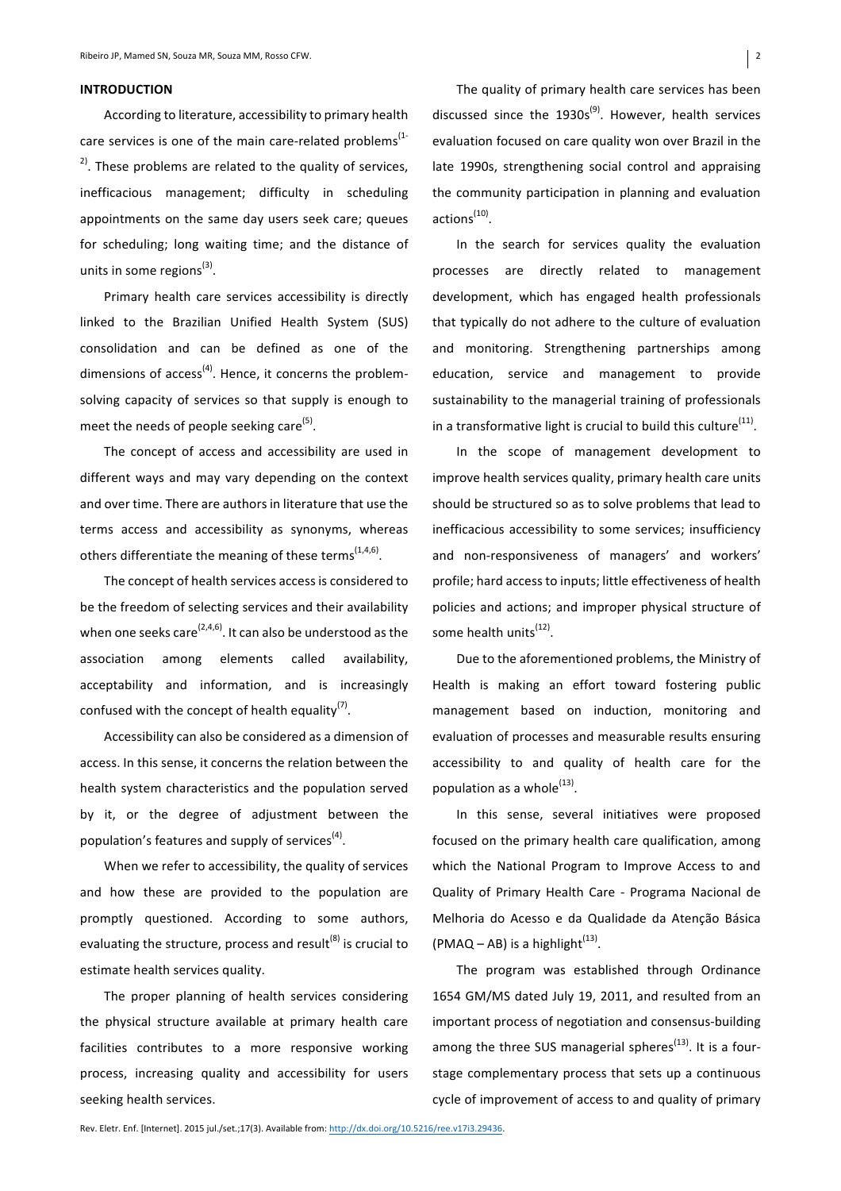## INTRODUCTION

According to literature, accessibility to primary health care services is one of the main care-related problems[1-2]. These problems are related to the quality of services, inefficacious management; difficulty in scheduling appointments on the same day users seek care; queues for scheduling; long waiting time; and the distance of units in some regions[3].

Primary health care services accessibility is directly linked to the Brazilian Unified Health System (SUS) consolidation and can be defined as one of the dimensions of access[4]. Hence, it concerns the problem-solving capacity of services so that supply is enough to meet the needs of people seeking care[5].

The concept of access and accessibility are used in different ways and may vary depending on the context and over time. There are authors in literature that use the terms access and accessibility as synonyms, whereas others differentiate the meaning of these terms[1,4,6].

The concept of health services access is considered to be the freedom of selecting services and their availability when one seeks care[2,4,6]. It can also be understood as the association among elements called availability, acceptability and information, and is increasingly confused with the concept of health equality[7].

Accessibility can also be considered as a dimension of access. In this sense, it concerns the relation between the health system characteristics and the population served by it, or the degree of adjustment between the population's features and supply of services[4].

When we refer to accessibility, the quality of services and how these are provided to the population are promptly questioned. According to some authors, evaluating the structure, process and result[8] is crucial to estimate health services quality.

The proper planning of health services considering the physical structure available at primary health care facilities contributes to a more responsive working process, increasing quality and accessibility for users seeking health services.

The quality of primary health care services has been discussed since the 1930s[9]. However, health services evaluation focused on care quality won over Brazil in the late 1990s, strengthening social control and appraising the community participation in planning and evaluation actions[10].

In the search for services quality the evaluation processes are directly related to management development, which has engaged health professionals that typically do not adhere to the culture of evaluation and monitoring. Strengthening partnerships among education, service and management to provide sustainability to the managerial training of professionals in a transformative light is crucial to build this culture[11].

In the scope of management development to improve health services quality, primary health care units should be structured so as to solve problems that lead to inefficacious accessibility to some services; insufficiency and non-responsiveness of managers' and workers' profile; hard access to inputs; little effectiveness of health policies and actions; and improper physical structure of some health units[12].

Due to the aforementioned problems, the Ministry of Health is making an effort toward fostering public management based on induction, monitoring and evaluation of processes and measurable results ensuring accessibility to and quality of health care for the population as a whole[13].

In this sense, several initiatives were proposed focused on the primary health care qualification, among which the National Program to Improve Access to and Quality of Primary Health Care - Programa Nacional de Melhoria do Acesso e da Qualidade da Atenção Básica (PMAQ – AB) is a highlight[13].

The program was established through Ordinance 1654 GM/MS dated July 19, 2011, and resulted from an important process of negotiation and consensus-building among the three SUS managerial spheres[13]. It is a four-stage complementary process that sets up a continuous cycle of improvement of access to and quality of primary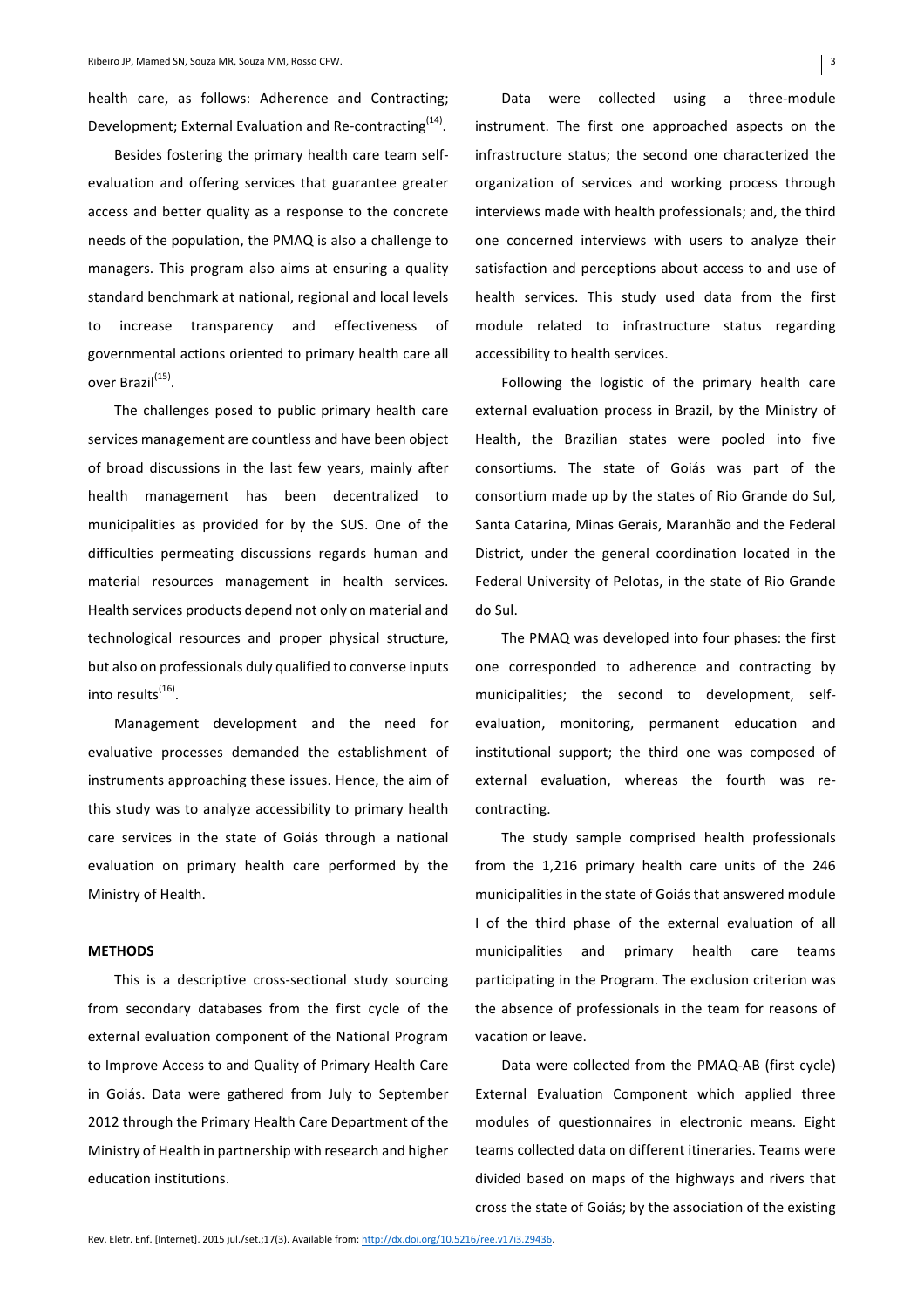health care, as follows: Adherence and Contracting; Development; External Evaluation and Re-contracting[14].

Besides fostering the primary health care team self-evaluation and offering services that guarantee greater access and better quality as a response to the concrete needs of the population, the PMAQ is also a challenge to managers. This program also aims at ensuring a quality standard benchmark at national, regional and local levels to increase transparency and effectiveness of governmental actions oriented to primary health care all over Brazil[15].

The challenges posed to public primary health care services management are countless and have been object of broad discussions in the last few years, mainly after health management has been decentralized to municipalities as provided for by the SUS. One of the difficulties permeating discussions regards human and material resources management in health services. Health services products depend not only on material and technological resources and proper physical structure, but also on professionals duly qualified to converse inputs into results[16].

Management development and the need for evaluative processes demanded the establishment of instruments approaching these issues. Hence, the aim of this study was to analyze accessibility to primary health care services in the state of Goiás through a national evaluation on primary health care performed by the Ministry of Health.

## METHODS

This is a descriptive cross-sectional study sourcing from secondary databases from the first cycle of the external evaluation component of the National Program to Improve Access to and Quality of Primary Health Care in Goiás. Data were gathered from July to September 2012 through the Primary Health Care Department of the Ministry of Health in partnership with research and higher education institutions.

Data were collected using a three-module instrument. The first one approached aspects on the infrastructure status; the second one characterized the organization of services and working process through interviews made with health professionals; and, the third one concerned interviews with users to analyze their satisfaction and perceptions about access to and use of health services. This study used data from the first module related to infrastructure status regarding accessibility to health services.

Following the logistic of the primary health care external evaluation process in Brazil, by the Ministry of Health, the Brazilian states were pooled into five consortiums. The state of Goiás was part of the consortium made up by the states of Rio Grande do Sul, Santa Catarina, Minas Gerais, Maranhão and the Federal District, under the general coordination located in the Federal University of Pelotas, in the state of Rio Grande do Sul.

The PMAQ was developed into four phases: the first one corresponded to adherence and contracting by municipalities; the second to development, self-evaluation, monitoring, permanent education and institutional support; the third one was composed of external evaluation, whereas the fourth was re-contracting.

The study sample comprised health professionals from the 1,216 primary health care units of the 246 municipalities in the state of Goiás that answered module I of the third phase of the external evaluation of all municipalities and primary health care teams participating in the Program. The exclusion criterion was the absence of professionals in the team for reasons of vacation or leave.

Data were collected from the PMAQ-AB (first cycle) External Evaluation Component which applied three modules of questionnaires in electronic means. Eight teams collected data on different itineraries. Teams were divided based on maps of the highways and rivers that cross the state of Goiás; by the association of the existing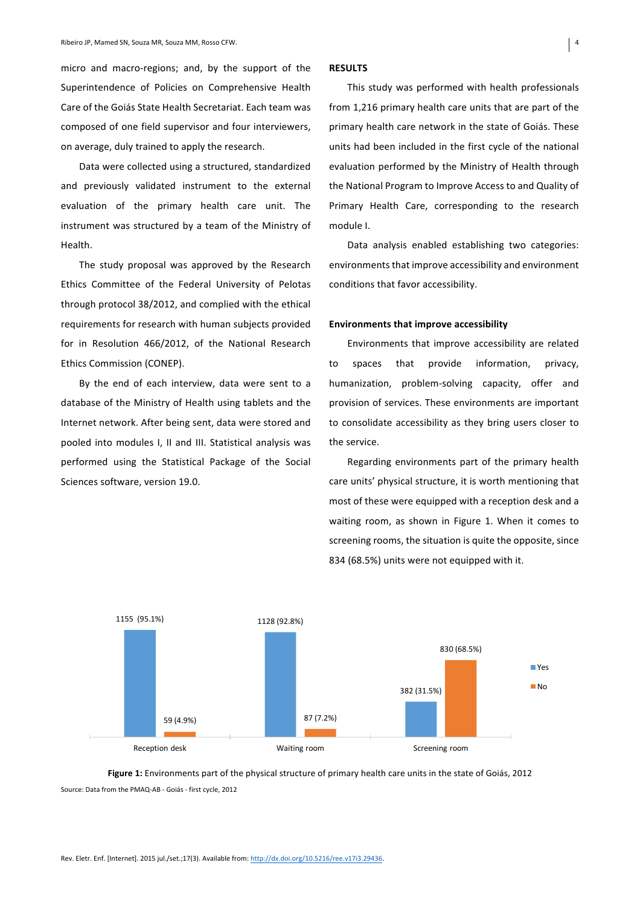micro and macro-regions; and, by the support of the Superintendence of Policies on Comprehensive Health Care of the Goiás State Health Secretariat. Each team was composed of one field supervisor and four interviewers, on average, duly trained to apply the research.

Data were collected using a structured, standardized and previously validated instrument to the external evaluation of the primary health care unit. The instrument was structured by a team of the Ministry of Health.

The study proposal was approved by the Research Ethics Committee of the Federal University of Pelotas through protocol 38/2012, and complied with the ethical requirements for research with human subjects provided for in Resolution 466/2012, of the National Research Ethics Commission (CONEP).

By the end of each interview, data were sent to a database of the Ministry of Health using tablets and the Internet network. After being sent, data were stored and pooled into modules I, II and III. Statistical analysis was performed using the Statistical Package of the Social Sciences software, version 19.0.

## RESULTS

This study was performed with health professionals from 1,216 primary health care units that are part of the primary health care network in the state of Goiás. These units had been included in the first cycle of the national evaluation performed by the Ministry of Health through the National Program to Improve Access to and Quality of Primary Health Care, corresponding to the research module I.

Data analysis enabled establishing two categories: environments that improve accessibility and environment conditions that favor accessibility.

### Environments that improve accessibility

Environments that improve accessibility are related to spaces that provide information, privacy, humanization, problem-solving capacity, offer and provision of services. These environments are important to consolidate accessibility as they bring users closer to the service.

Regarding environments part of the primary health care units' physical structure, it is worth mentioning that most of these were equipped with a reception desk and a waiting room, as shown in Figure 1. When it comes to screening rooms, the situation is quite the opposite, since 834 (68.5%) units were not equipped with it.

| | Yes | No |
|---|---|---|
| Reception desk | 1155 (95.1%) | 59 (4.9%) |
| Waiting room | 1128 (92.8%) | 87 (7.2%) |
| Screening room | 382 (31.5%) | 830 (68.5%) |

**Figure 1:** Environments part of the physical structure of primary health care units in the state of Goiás, 2012

Source: Data from the PMAQ-AB - Goiás - first cycle, 2012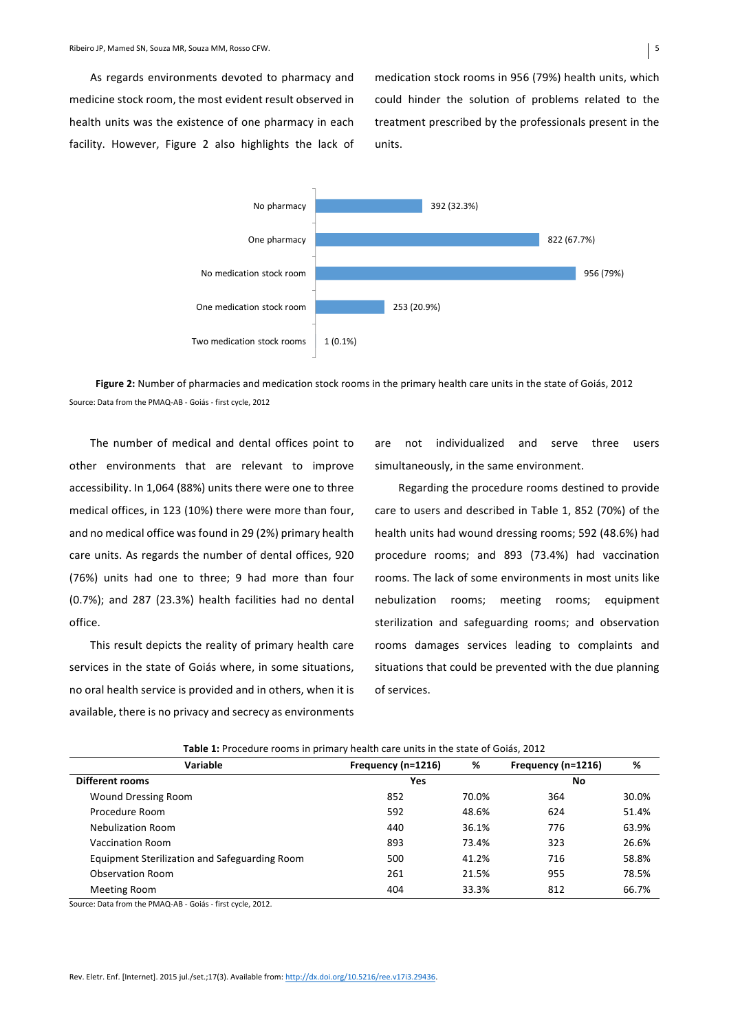As regards environments devoted to pharmacy and medicine stock room, the most evident result observed in health units was the existence of one pharmacy in each facility. However, Figure 2 also highlights the lack of medication stock rooms in 956 (79%) health units, which could hinder the solution of problems related to the treatment prescribed by the professionals present in the units.

| Category | Value |
|---|---|
| No pharmacy | 392 (32.3%) |
| One pharmacy | 822 (67.7%) |
| No medication stock room | 956 (79%) |
| One medication stock room | 253 (20.9%) |
| Two medication stock rooms | 1 (0.1%) |

**Figure 2:** Number of pharmacies and medication stock rooms in the primary health care units in the state of Goiás, 2012

Source: Data from the PMAQ-AB - Goiás - first cycle, 2012

The number of medical and dental offices point to other environments that are relevant to improve accessibility. In 1,064 (88%) units there were one to three medical offices, in 123 (10%) there were more than four, and no medical office was found in 29 (2%) primary health care units. As regards the number of dental offices, 920 (76%) units had one to three; 9 had more than four (0.7%); and 287 (23.3%) health facilities had no dental office.

This result depicts the reality of primary health care services in the state of Goiás where, in some situations, no oral health service is provided and in others, when it is available, there is no privacy and secrecy as environments are not individualized and serve three users simultaneously, in the same environment.

Regarding the procedure rooms destined to provide care to users and described in Table 1, 852 (70%) of the health units had wound dressing rooms; 592 (48.6%) had procedure rooms; and 893 (73.4%) had vaccination rooms. The lack of some environments in most units like nebulization rooms; meeting rooms; equipment sterilization and safeguarding rooms; and observation rooms damages services leading to complaints and situations that could be prevented with the due planning of services.

**Table 1:** Procedure rooms in primary health care units in the state of Goiás, 2012

| Variable | Frequency (n=1216) | % | Frequency (n=1216) | % |
|---|---|---|---|---|
| **Different rooms** | **Yes** | | **No** | |
| Wound Dressing Room | 852 | 70.0% | 364 | 30.0% |
| Procedure Room | 592 | 48.6% | 624 | 51.4% |
| Nebulization Room | 440 | 36.1% | 776 | 63.9% |
| Vaccination Room | 893 | 73.4% | 323 | 26.6% |
| Equipment Sterilization and Safeguarding Room | 500 | 41.2% | 716 | 58.8% |
| Observation Room | 261 | 21.5% | 955 | 78.5% |
| Meeting Room | 404 | 33.3% | 812 | 66.7% |

Source: Data from the PMAQ-AB - Goiás - first cycle, 2012.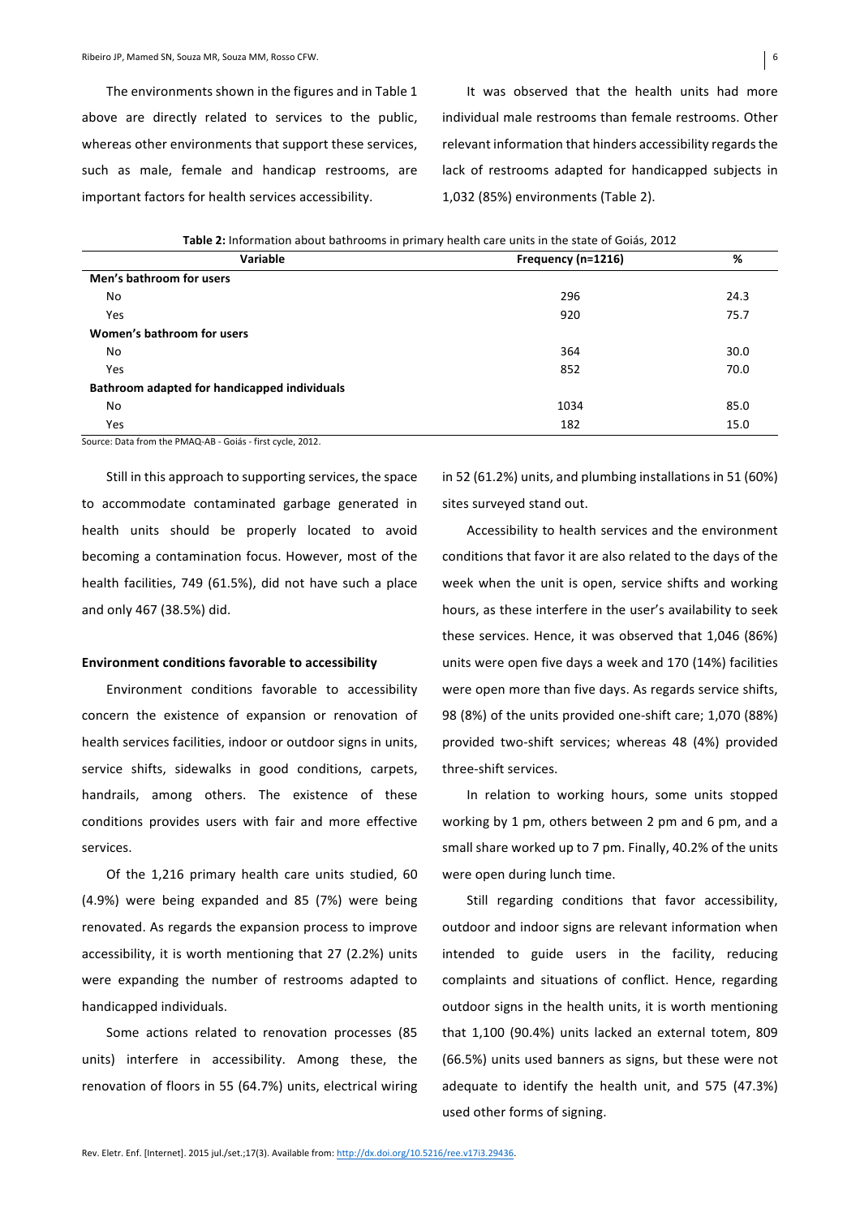The environments shown in the figures and in Table 1 above are directly related to services to the public, whereas other environments that support these services, such as male, female and handicap restrooms, are important factors for health services accessibility.

It was observed that the health units had more individual male restrooms than female restrooms. Other relevant information that hinders accessibility regards the lack of restrooms adapted for handicapped subjects in 1,032 (85%) environments (Table 2).

**Table 2:** Information about bathrooms in primary health care units in the state of Goiás, 2012

| Variable | Frequency (n=1216) | % |
|---|---|---|
| **Men's bathroom for users** | | |
| No | 296 | 24.3 |
| Yes | 920 | 75.7 |
| **Women's bathroom for users** | | |
| No | 364 | 30.0 |
| Yes | 852 | 70.0 |
| **Bathroom adapted for handicapped individuals** | | |
| No | 1034 | 85.0 |
| Yes | 182 | 15.0 |

Source: Data from the PMAQ-AB - Goiás - first cycle, 2012.

Still in this approach to supporting services, the space to accommodate contaminated garbage generated in health units should be properly located to avoid becoming a contamination focus. However, most of the health facilities, 749 (61.5%), did not have such a place and only 467 (38.5%) did.

#### Environment conditions favorable to accessibility

Environment conditions favorable to accessibility concern the existence of expansion or renovation of health services facilities, indoor or outdoor signs in units, service shifts, sidewalks in good conditions, carpets, handrails, among others. The existence of these conditions provides users with fair and more effective services.

Of the 1,216 primary health care units studied, 60 (4.9%) were being expanded and 85 (7%) were being renovated. As regards the expansion process to improve accessibility, it is worth mentioning that 27 (2.2%) units were expanding the number of restrooms adapted to handicapped individuals.

Some actions related to renovation processes (85 units) interfere in accessibility. Among these, the renovation of floors in 55 (64.7%) units, electrical wiring in 52 (61.2%) units, and plumbing installations in 51 (60%) sites surveyed stand out.

Accessibility to health services and the environment conditions that favor it are also related to the days of the week when the unit is open, service shifts and working hours, as these interfere in the user's availability to seek these services. Hence, it was observed that 1,046 (86%) units were open five days a week and 170 (14%) facilities were open more than five days. As regards service shifts, 98 (8%) of the units provided one-shift care; 1,070 (88%) provided two-shift services; whereas 48 (4%) provided three-shift services.

In relation to working hours, some units stopped working by 1 pm, others between 2 pm and 6 pm, and a small share worked up to 7 pm. Finally, 40.2% of the units were open during lunch time.

Still regarding conditions that favor accessibility, outdoor and indoor signs are relevant information when intended to guide users in the facility, reducing complaints and situations of conflict. Hence, regarding outdoor signs in the health units, it is worth mentioning that 1,100 (90.4%) units lacked an external totem, 809 (66.5%) units used banners as signs, but these were not adequate to identify the health unit, and 575 (47.3%) used other forms of signing.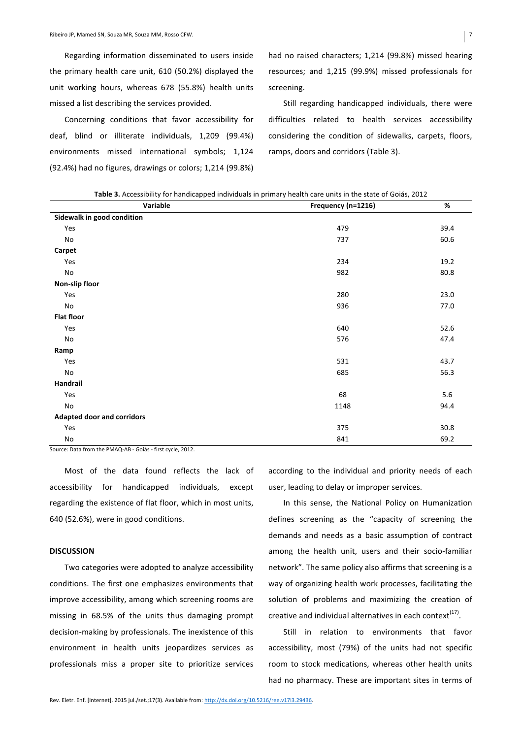Regarding information disseminated to users inside the primary health care unit, 610 (50.2%) displayed the unit working hours, whereas 678 (55.8%) health units missed a list describing the services provided.

Concerning conditions that favor accessibility for deaf, blind or illiterate individuals, 1,209 (99.4%) environments missed international symbols; 1,124 (92.4%) had no figures, drawings or colors; 1,214 (99.8%) had no raised characters; 1,214 (99.8%) missed hearing resources; and 1,215 (99.9%) missed professionals for screening.

Still regarding handicapped individuals, there were difficulties related to health services accessibility considering the condition of sidewalks, carpets, floors, ramps, doors and corridors (Table 3).

**Table 3.** Accessibility for handicapped individuals in primary health care units in the state of Goiás, 2012

| Variable | Frequency (n=1216) | % |
|---|---|---|
| **Sidewalk in good condition** | | |
| Yes | 479 | 39.4 |
| No | 737 | 60.6 |
| **Carpet** | | |
| Yes | 234 | 19.2 |
| No | 982 | 80.8 |
| **Non-slip floor** | | |
| Yes | 280 | 23.0 |
| No | 936 | 77.0 |
| **Flat floor** | | |
| Yes | 640 | 52.6 |
| No | 576 | 47.4 |
| **Ramp** | | |
| Yes | 531 | 43.7 |
| No | 685 | 56.3 |
| **Handrail** | | |
| Yes | 68 | 5.6 |
| No | 1148 | 94.4 |
| **Adapted door and corridors** | | |
| Yes | 375 | 30.8 |
| No | 841 | 69.2 |

Source: Data from the PMAQ-AB - Goiás - first cycle, 2012.

Most of the data found reflects the lack of accessibility for handicapped individuals, except regarding the existence of flat floor, which in most units, 640 (52.6%), were in good conditions.

## DISCUSSION

Two categories were adopted to analyze accessibility conditions. The first one emphasizes environments that improve accessibility, among which screening rooms are missing in 68.5% of the units thus damaging prompt decision-making by professionals. The inexistence of this environment in health units jeopardizes services as professionals miss a proper site to prioritize services according to the individual and priority needs of each user, leading to delay or improper services.

In this sense, the National Policy on Humanization defines screening as the "capacity of screening the demands and needs as a basic assumption of contract among the health unit, users and their socio-familiar network". The same policy also affirms that screening is a way of organizing health work processes, facilitating the solution of problems and maximizing the creation of creative and individual alternatives in each context[17].

Still in relation to environments that favor accessibility, most (79%) of the units had not specific room to stock medications, whereas other health units had no pharmacy. These are important sites in terms of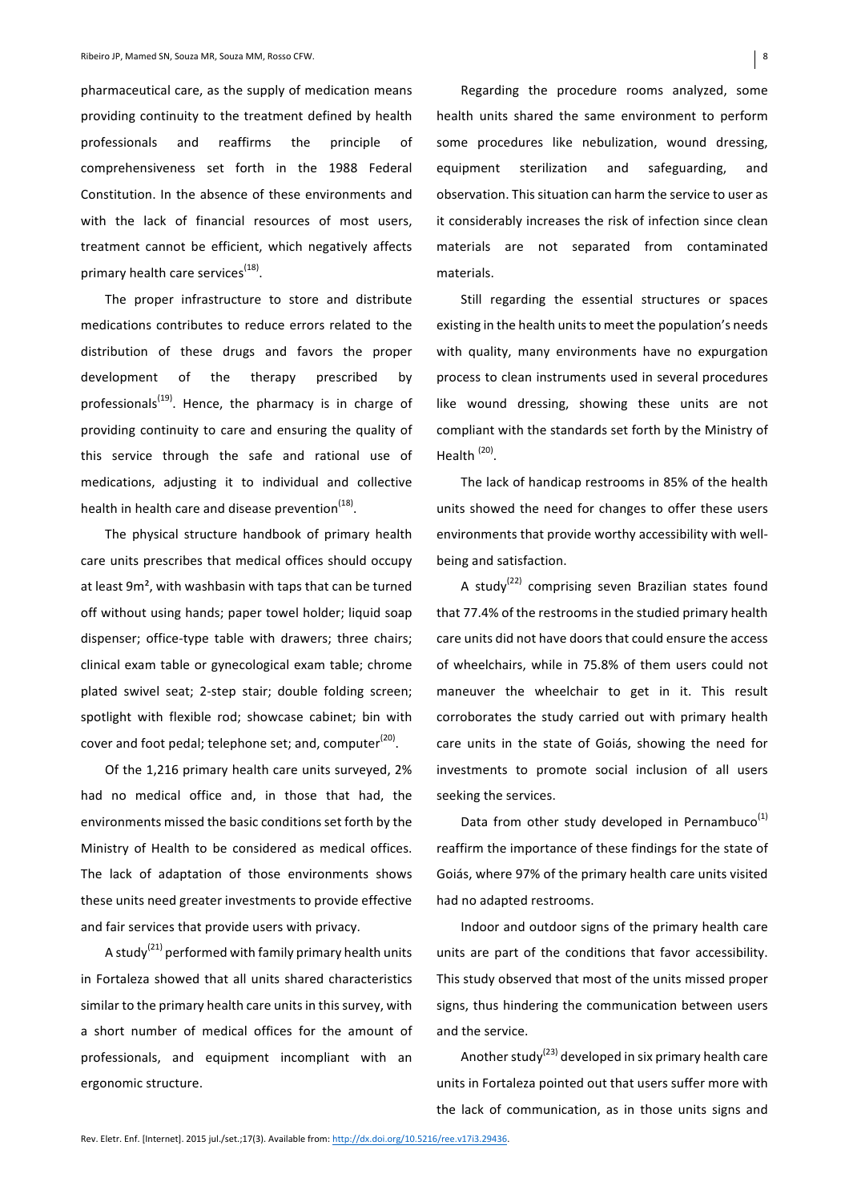pharmaceutical care, as the supply of medication means providing continuity to the treatment defined by health professionals and reaffirms the principle of comprehensiveness set forth in the 1988 Federal Constitution. In the absence of these environments and with the lack of financial resources of most users, treatment cannot be efficient, which negatively affects primary health care services[18].

The proper infrastructure to store and distribute medications contributes to reduce errors related to the distribution of these drugs and favors the proper development of the therapy prescribed by professionals[19]. Hence, the pharmacy is in charge of providing continuity to care and ensuring the quality of this service through the safe and rational use of medications, adjusting it to individual and collective health in health care and disease prevention[18].

The physical structure handbook of primary health care units prescribes that medical offices should occupy at least 9m², with washbasin with taps that can be turned off without using hands; paper towel holder; liquid soap dispenser; office-type table with drawers; three chairs; clinical exam table or gynecological exam table; chrome plated swivel seat; 2-step stair; double folding screen; spotlight with flexible rod; showcase cabinet; bin with cover and foot pedal; telephone set; and, computer[20].

Of the 1,216 primary health care units surveyed, 2% had no medical office and, in those that had, the environments missed the basic conditions set forth by the Ministry of Health to be considered as medical offices. The lack of adaptation of those environments shows these units need greater investments to provide effective and fair services that provide users with privacy.

A study[21] performed with family primary health units in Fortaleza showed that all units shared characteristics similar to the primary health care units in this survey, with a short number of medical offices for the amount of professionals, and equipment incompliant with an ergonomic structure.

Regarding the procedure rooms analyzed, some health units shared the same environment to perform some procedures like nebulization, wound dressing, equipment sterilization and safeguarding, and observation. This situation can harm the service to user as it considerably increases the risk of infection since clean materials are not separated from contaminated materials.

Still regarding the essential structures or spaces existing in the health units to meet the population's needs with quality, many environments have no expurgation process to clean instruments used in several procedures like wound dressing, showing these units are not compliant with the standards set forth by the Ministry of Health [20].

The lack of handicap restrooms in 85% of the health units showed the need for changes to offer these users environments that provide worthy accessibility with well-being and satisfaction.

A study[22] comprising seven Brazilian states found that 77.4% of the restrooms in the studied primary health care units did not have doors that could ensure the access of wheelchairs, while in 75.8% of them users could not maneuver the wheelchair to get in it. This result corroborates the study carried out with primary health care units in the state of Goiás, showing the need for investments to promote social inclusion of all users seeking the services.

Data from other study developed in Pernambuco[1] reaffirm the importance of these findings for the state of Goiás, where 97% of the primary health care units visited had no adapted restrooms.

Indoor and outdoor signs of the primary health care units are part of the conditions that favor accessibility. This study observed that most of the units missed proper signs, thus hindering the communication between users and the service.

Another study[23] developed in six primary health care units in Fortaleza pointed out that users suffer more with the lack of communication, as in those units signs and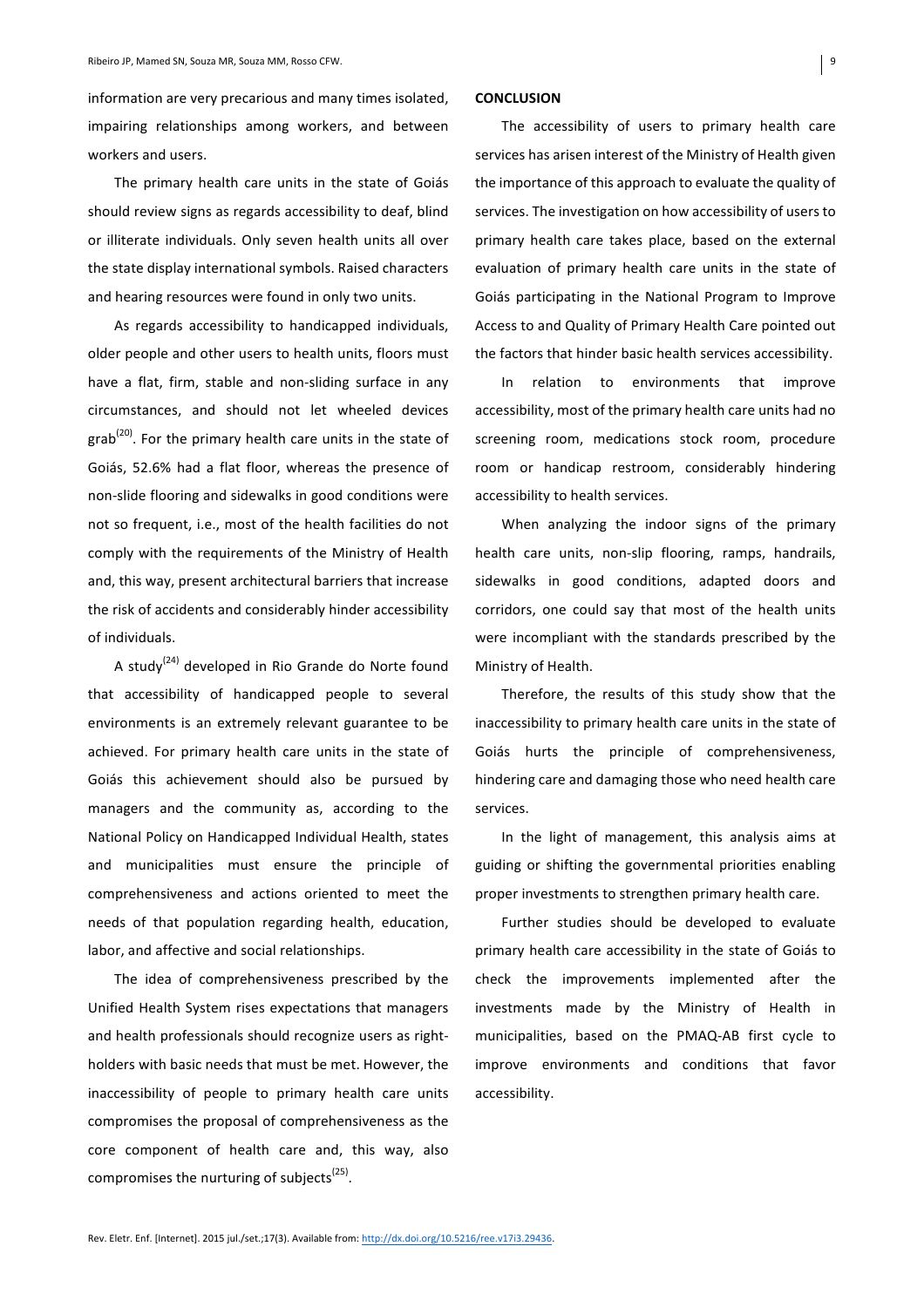information are very precarious and many times isolated, impairing relationships among workers, and between workers and users.

The primary health care units in the state of Goiás should review signs as regards accessibility to deaf, blind or illiterate individuals. Only seven health units all over the state display international symbols. Raised characters and hearing resources were found in only two units.

As regards accessibility to handicapped individuals, older people and other users to health units, floors must have a flat, firm, stable and non-sliding surface in any circumstances, and should not let wheeled devices grab[20]. For the primary health care units in the state of Goiás, 52.6% had a flat floor, whereas the presence of non-slide flooring and sidewalks in good conditions were not so frequent, i.e., most of the health facilities do not comply with the requirements of the Ministry of Health and, this way, present architectural barriers that increase the risk of accidents and considerably hinder accessibility of individuals.

A study[24] developed in Rio Grande do Norte found that accessibility of handicapped people to several environments is an extremely relevant guarantee to be achieved. For primary health care units in the state of Goiás this achievement should also be pursued by managers and the community as, according to the National Policy on Handicapped Individual Health, states and municipalities must ensure the principle of comprehensiveness and actions oriented to meet the needs of that population regarding health, education, labor, and affective and social relationships.

The idea of comprehensiveness prescribed by the Unified Health System rises expectations that managers and health professionals should recognize users as right-holders with basic needs that must be met. However, the inaccessibility of people to primary health care units compromises the proposal of comprehensiveness as the core component of health care and, this way, also compromises the nurturing of subjects[25].

## CONCLUSION

The accessibility of users to primary health care services has arisen interest of the Ministry of Health given the importance of this approach to evaluate the quality of services. The investigation on how accessibility of users to primary health care takes place, based on the external evaluation of primary health care units in the state of Goiás participating in the National Program to Improve Access to and Quality of Primary Health Care pointed out the factors that hinder basic health services accessibility.

In relation to environments that improve accessibility, most of the primary health care units had no screening room, medications stock room, procedure room or handicap restroom, considerably hindering accessibility to health services.

When analyzing the indoor signs of the primary health care units, non-slip flooring, ramps, handrails, sidewalks in good conditions, adapted doors and corridors, one could say that most of the health units were incompliant with the standards prescribed by the Ministry of Health.

Therefore, the results of this study show that the inaccessibility to primary health care units in the state of Goiás hurts the principle of comprehensiveness, hindering care and damaging those who need health care services.

In the light of management, this analysis aims at guiding or shifting the governmental priorities enabling proper investments to strengthen primary health care.

Further studies should be developed to evaluate primary health care accessibility in the state of Goiás to check the improvements implemented after the investments made by the Ministry of Health in municipalities, based on the PMAQ-AB first cycle to improve environments and conditions that favor accessibility.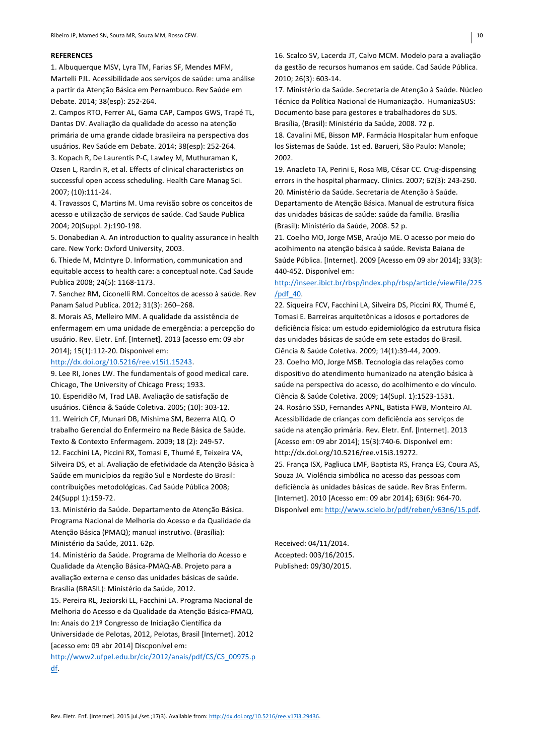**REFERENCES**

1. Albuquerque MSV, Lyra TM, Farias SF, Mendes MFM, Martelli PJL. Acessibilidade aos serviços de saúde: uma análise a partir da Atenção Básica em Pernambuco. Rev Saúde em Debate. 2014; 38(esp): 252-264.
2. Campos RTO, Ferrer AL, Gama CAP, Campos GWS, Trapé TL, Dantas DV. Avaliação da qualidade do acesso na atenção primária de uma grande cidade brasileira na perspectiva dos usuários. Rev Saúde em Debate. 2014; 38(esp): 252-264.
3. Kopach R, De Laurentis P-C, Lawley M, Muthuraman K, Ozsen L, Rardin R, et al. Effects of clinical characteristics on successful open access scheduling. Health Care Manag Sci. 2007; (10):111-24.
4. Travassos C, Martins M. Uma revisão sobre os conceitos de acesso e utilização de serviços de saúde. Cad Saude Publica 2004; 20(Suppl. 2):190-198.
5. Donabedian A. An introduction to quality assurance in health care. New York: Oxford University, 2003.
6. Thiede M, McIntyre D. Information, communication and equitable access to health care: a conceptual note. Cad Saude Publica 2008; 24(5): 1168-1173.
7. Sanchez RM, Ciconelli RM. Conceitos de acesso à saúde. Rev Panam Salud Publica. 2012; 31(3): 260–268.
8. Morais AS, Melleiro MM. A qualidade da assistência de enfermagem em uma unidade de emergência: a percepção do usuário. Rev. Eletr. Enf. [Internet]. 2013 [acesso em: 09 abr 2014]; 15(1):112-20. Disponível em: http://dx.doi.org/10.5216/ree.v15i1.15243.
9. Lee RI, Jones LW. The fundamentals of good medical care. Chicago, The University of Chicago Press; 1933.
10. Esperidião M, Trad LAB. Avaliação de satisfação de usuários. Ciência & Saúde Coletiva. 2005; (10): 303-12.
11. Weirich CF, Munari DB, Mishima SM, Bezerra ALQ. O trabalho Gerencial do Enfermeiro na Rede Básica de Saúde. Texto & Contexto Enfermagem. 2009; 18 (2): 249-57.
12. Facchini LA, Piccini RX, Tomasi E, Thumé E, Teixeira VA, Silveira DS, et al. Avaliação de efetividade da Atenção Básica à Saúde em municípios da região Sul e Nordeste do Brasil: contribuições metodológicas. Cad Saúde Pública 2008; 24(Suppl 1):159-72.
13. Ministério da Saúde. Departamento de Atenção Básica. Programa Nacional de Melhoria do Acesso e da Qualidade da Atenção Básica (PMAQ); manual instrutivo. (Brasília): Ministério da Saúde, 2011. 62p.
14. Ministério da Saúde. Programa de Melhoria do Acesso e Qualidade da Atenção Básica-PMAQ-AB. Projeto para a avaliação externa e censo das unidades básicas de saúde. Brasília (BRASIL): Ministério da Saúde, 2012.
15. Pereira RL, Jeziorski LL, Facchini LA. Programa Nacional de Melhoria do Acesso e da Qualidade da Atenção Básica-PMAQ. In: Anais do 21º Congresso de Iniciação Científica da Universidade de Pelotas, 2012, Pelotas, Brasil [Internet]. 2012 [acesso em: 09 abr 2014] Discponível em: http://www2.ufpel.edu.br/cic/2012/anais/pdf/CS/CS_00975.pdf.
16. Scalco SV, Lacerda JT, Calvo MCM. Modelo para a avaliação da gestão de recursos humanos em saúde. Cad Saúde Pública. 2010; 26(3): 603-14.
17. Ministério da Saúde. Secretaria de Atenção à Saúde. Núcleo Técnico da Política Nacional de Humanização. HumanizaSUS: Documento base para gestores e trabalhadores do SUS. Brasília, (Brasil): Ministério da Saúde, 2008. 72 p.
18. Cavalini ME, Bisson MP. Farmácia Hospitalar hum enfoque los Sistemas de Saúde. 1st ed. Barueri, São Paulo: Manole; 2002.
19. Anacleto TA, Perini E, Rosa MB, César CC. Crug-dispensing errors in the hospital pharmacy. Clinics. 2007; 62(3): 243-250.
20. Ministério da Saúde. Secretaria de Atenção à Saúde. Departamento de Atenção Básica. Manual de estrutura física das unidades básicas de saúde: saúde da família. Brasília (Brasil): Ministério da Saúde, 2008. 52 p.
21. Coelho MO, Jorge MSB, Araújo ME. O acesso por meio do acolhimento na atenção básica à saúde. Revista Baiana de Saúde Pública. [Internet]. 2009 [Acesso em 09 abr 2014]; 33(3): 440-452. Disponível em: http://inseer.ibict.br/rbsp/index.php/rbsp/article/viewFile/225/pdf_40.
22. Siqueira FCV, Facchini LA, Silveira DS, Piccini RX, Thumé E, Tomasi E. Barreiras arquitetônicas a idosos e portadores de deficiência física: um estudo epidemiológico da estrutura física das unidades básicas de saúde em sete estados do Brasil. Ciência & Saúde Coletiva. 2009; 14(1):39-44, 2009.
23. Coelho MO, Jorge MSB. Tecnologia das relações como dispositivo do atendimento humanizado na atenção básica à saúde na perspectiva do acesso, do acolhimento e do vínculo. Ciência & Saúde Coletiva. 2009; 14(Supl. 1):1523-1531.
24. Rosário SSD, Fernandes APNL, Batista FWB, Monteiro AI. Acessibilidade de crianças com deficiência aos serviços de saúde na atenção primária. Rev. Eletr. Enf. [Internet]. 2013 [Acesso em: 09 abr 2014]; 15(3):740-6. Disponível em: http://dx.doi.org/10.5216/ree.v15i3.19272.
25. França ISX, Pagliuca LMF, Baptista RS, França EG, Coura AS, Souza JA. Violência simbólica no acesso das pessoas com deficiência às unidades básicas de saúde. Rev Bras Enferm. [Internet]. 2010 [Acesso em: 09 abr 2014]; 63(6): 964-70. Disponível em: http://www.scielo.br/pdf/reben/v63n6/15.pdf.

Received: 04/11/2014.
Accepted: 003/16/2015.
Published: 09/30/2015.